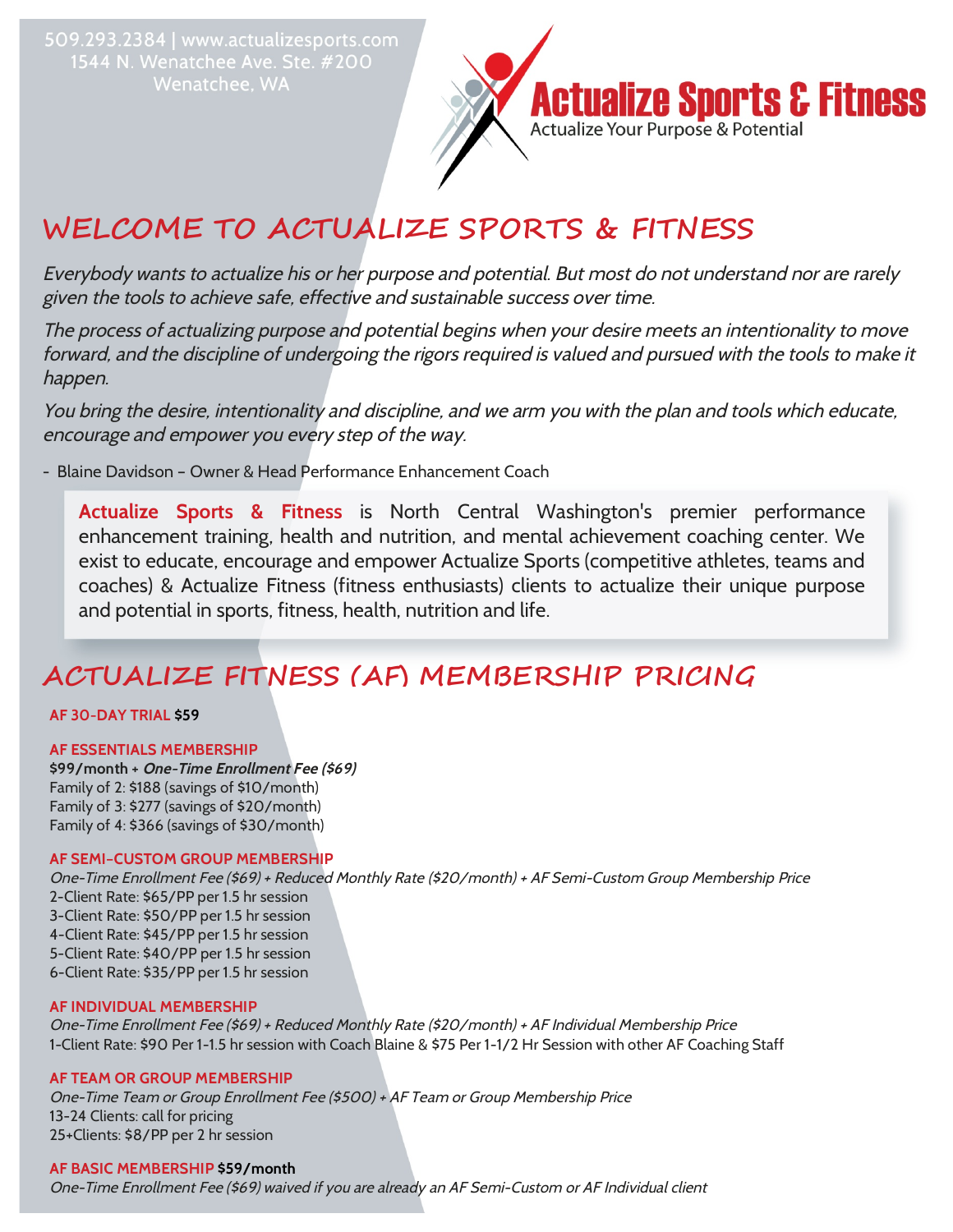509.293.2384 | www.actualizesports.com
1544 N. Wenatchee Ave. Ste. #200
Wenatchee, WA

**Actualize Sports & Fitness**
Actualize Your Purpose & Potential

# WELCOME TO ACTUALIZE SPORTS & FITNESS

*Everybody wants to actualize his or her purpose and potential. But most do not understand nor are rarely given the tools to achieve safe, effective and sustainable success over time.*

*The process of actualizing purpose and potential begins when your desire meets an intentionality to move forward, and the discipline of undergoing the rigors required is valued and pursued with the tools to make it happen.*

*You bring the desire, intentionality and discipline, and we arm you with the plan and tools which educate, encourage and empower you every step of the way.*

- Blaine Davidson – Owner & Head Performance Enhancement Coach

**Actualize Sports & Fitness** is North Central Washington's premier performance enhancement training, health and nutrition, and mental achievement coaching center. We exist to educate, encourage and empower Actualize Sports (competitive athletes, teams and coaches) & Actualize Fitness (fitness enthusiasts) clients to actualize their unique purpose and potential in sports, fitness, health, nutrition and life.

# ACTUALIZE FITNESS (AF) MEMBERSHIP PRICING

**AF 30-DAY TRIAL $59**

**AF ESSENTIALS MEMBERSHIP**
**$99/month + *One-Time Enrollment Fee ($69)***
Family of 2: $188 (savings of $10/month)
Family of 3: $277 (savings of $20/month)
Family of 4: $366 (savings of $30/month)

**AF SEMI-CUSTOM GROUP MEMBERSHIP**
*One-Time Enrollment Fee ($69) + Reduced Monthly Rate ($20/month) + AF Semi-Custom Group Membership Price*
2-Client Rate: $65/PP per 1.5 hr session
3-Client Rate: $50/PP per 1.5 hr session
4-Client Rate: $45/PP per 1.5 hr session
5-Client Rate: $40/PP per 1.5 hr session
6-Client Rate: $35/PP per 1.5 hr session

**AF INDIVIDUAL MEMBERSHIP**
*One-Time Enrollment Fee ($69) + Reduced Monthly Rate ($20/month) + AF Individual Membership Price*
1-Client Rate: $90 Per 1-1.5 hr session with Coach Blaine & $75 Per 1-1/2 Hr Session with other AF Coaching Staff

**AF TEAM OR GROUP MEMBERSHIP**
*One-Time Team or Group Enrollment Fee ($500) + AF Team or Group Membership Price*
13-24 Clients: call for pricing
25+Clients: $8/PP per 2 hr session

**AF BASIC MEMBERSHIP $59/month**
*One-Time Enrollment Fee ($69) waived if you are already an AF Semi-Custom or AF Individual client*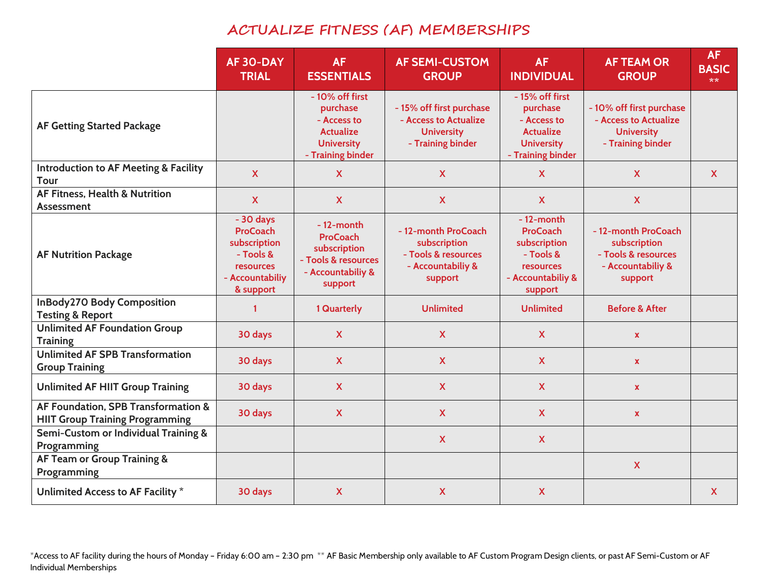# ACTUALIZE FITNESS (AF) MEMBERSHIPS

| | AF 30-DAY TRIAL | AF ESSENTIALS | AF SEMI-CUSTOM GROUP | AF INDIVIDUAL | AF TEAM OR GROUP | AF BASIC ** |
|---|---|---|---|---|---|---|
| **AF Getting Started Package** | | - 10% off first purchase<br>- Access to Actualize University<br>- Training binder | - 15% off first purchase<br>- Access to Actualize University<br>- Training binder | - 15% off first purchase<br>- Access to Actualize University<br>- Training binder | - 10% off first purchase<br>- Access to Actualize University<br>- Training binder | |
| **Introduction to AF Meeting & Facility Tour** | X | X | X | X | X | X |
| **AF Fitness, Health & Nutrition Assessment** | X | X | X | X | X | |
| **AF Nutrition Package** | - 30 days ProCoach subscription<br>- Tools & resources<br>- Accountabiliy & support | - 12-month ProCoach subscription<br>- Tools & resources<br>- Accountabiliy & support | - 12-month ProCoach subscription<br>- Tools & resources<br>- Accountabiliy & support | - 12-month ProCoach subscription<br>- Tools & resources<br>- Accountabiliy & support | - 12-month ProCoach subscription<br>- Tools & resources<br>- Accountabiliy & support | |
| **InBody270 Body Composition Testing & Report** | 1 | 1 Quarterly | Unlimited | Unlimited | Before & After | |
| **Unlimited AF Foundation Group Training** | 30 days | X | X | X | x | |
| **Unlimited AF SPB Transformation Group Training** | 30 days | X | X | X | x | |
| **Unlimited AF HIIT Group Training** | 30 days | X | X | X | x | |
| **AF Foundation, SPB Transformation & HIIT Group Training Programming** | 30 days | X | X | X | x | |
| **Semi-Custom or Individual Training & Programming** | | | X | X | | |
| **AF Team or Group Training & Programming** | | | | | X | |
| **Unlimited Access to AF Facility *** | 30 days | X | X | X | | X |

*Access to AF facility during the hours of Monday – Friday 6:00 am – 2:30 pm ** AF Basic Membership only available to AF Custom Program Design clients, or past AF Semi-Custom or AF Individual Memberships